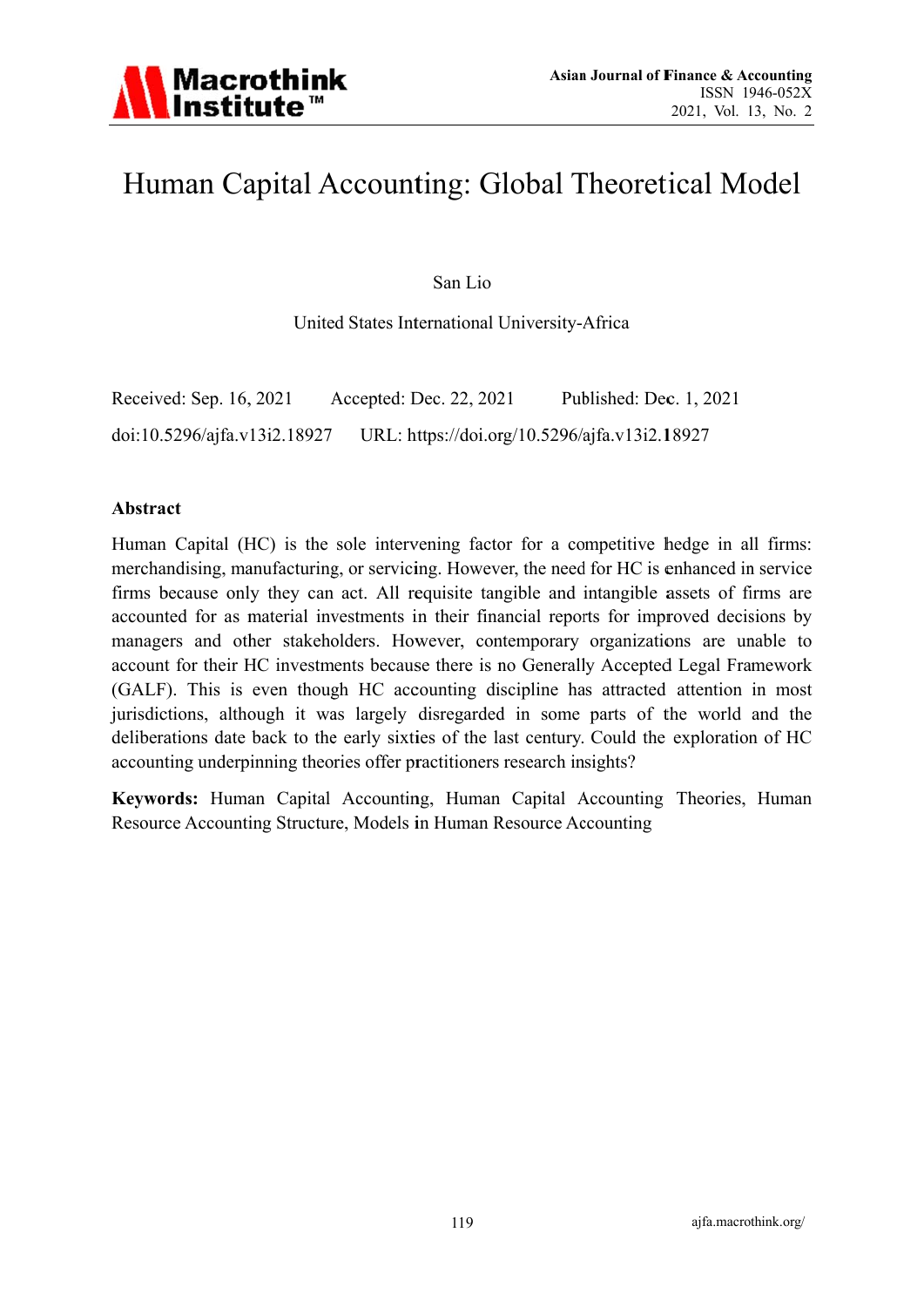# Human Capital Accounting: Global Theoretical Model

San Lio

United States International University-Africa

Received: Sep. 16, 2021 Accepted: Dec. 22, 2021 Published: Dec. 1, 2021

doi:10.5296/ajfa.v13i2.18927 URL: https://doi.org/10.5296/ajfa.v13i2.18927

## Abstract

Human Capital (HC) is the sole intervening factor for a competitive hedge in all firms: merchandising, manufacturing, or servicing. However, the need for HC is enhanced in service firms because only they can act. All requisite tangible and intangible assets of firms are accounted for as material investments in their financial reports for improved decisions by managers and other stakeholders. However, contemporary organizations are unable to account for their HC investments because there is no Generally Accepted Legal Framework (GALF). This is even though HC accounting discipline has attracted attention in most jurisdictions, although it was largely disregarded in some parts of the world and the deliberations date back to the early sixties of the last century. Could the exploration of HC accounting underpinning theories offer practitioners research insights?

**Keywords:** Human Capital Accounting, Human Capital Accounting Theories, Human Resource Accounting Structure, Models in Human Resource Accounting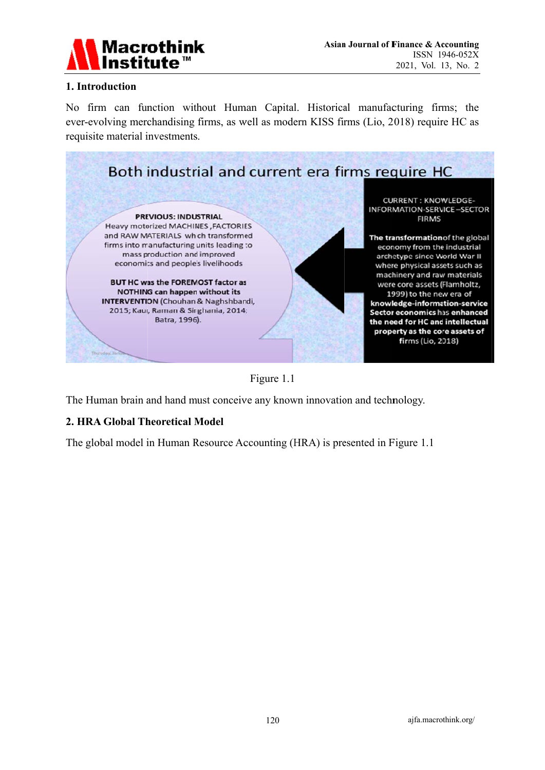## 1. Introduction

No firm can function without Human Capital. Historical manufacturing firms; the ever-evolving merchandising firms, as well as modern KISS firms (Lio, 2018) require HC as requisite material investments.

**Both industrial and current era firms require HC**

**PREVIOUS: INDUSTRIAL**
Heavy motorized MACHINES ,FACTORIES and RAW MATERIALS which transformed firms into manufacturing units leading to mass production and improved economics and people's livelihoods

**BUT HC was the FOREMOST factor as NOTHING can happen without its INTERVENTION** (Chouhan & Naghshbandi, 2015; Kaul, Raman & Singhania, 2014; Batra, 1996).

CURRENT : KNOWLEDGE-INFORMATION-SERVICE –SECTOR FIRMS

**The transformation** of the global economy from the industrial archetype since World War II where physical assets such as machinery and raw materials were core assets (Flamholtz, 1999) to the new era of **knowledge-information-service Sector economics** has **enhanced the need for HC and intellectual property as the core assets of** firms (Lio, 2018)

Figure 1.1

The Human brain and hand must conceive any known innovation and technology.

## 2. HRA Global Theoretical Model

The global model in Human Resource Accounting (HRA) is presented in Figure 1.1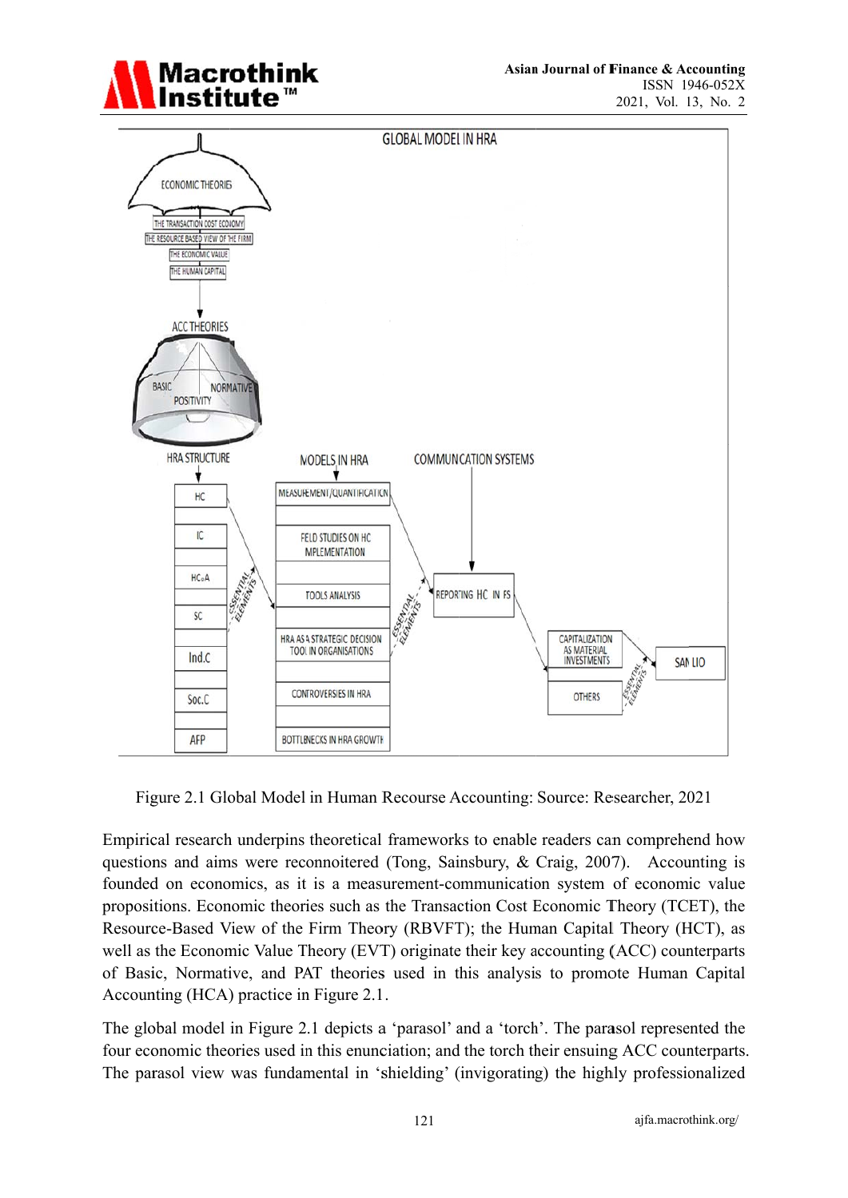GLOBAL MODEL IN HRA

ECONOMIC THEORIES

THE TRANSACTION COST ECONOMY

THE RESOURCE BASED VIEW OF THE FIRM

THE ECONOMIC VALUE

THE HUMAN CAPITAL

ACC THEORIES

BASIC

NORMATIVE

POSITIVITY

HRA STRUCTURE

HC

IC

HCoA

SC

Ind.C

Soc.C

AFP

ESSENTIAL ELEMENTS

MODELS IN HRA

MEASUREMENT/QUANTIFICATION

FIELD STUDIES ON HC IMPLEMENTATION

TOOLS ANALYSIS

HRA AS A STRATEGIC DECISION TOOL IN ORGANISATIONS

CONTROVERSIES IN HRA

BOTTLENECKS IN HRA GROWTH

ESSENTIAL ELEMENTS

COMMUNCATION SYSTEMS

REPORTING HC IN FS

CAPITALIZATION AS MATERIAL INVESTMENTS

OTHERS

ESSENTIAL ELEMENTS

SAN LIO

Figure 2.1 Global Model in Human Recourse Accounting: Source: Researcher, 2021

Empirical research underpins theoretical frameworks to enable readers can comprehend how questions and aims were reconnoitered (Tong, Sainsbury, & Craig, 2007). Accounting is founded on economics, as it is a measurement-communication system of economic value propositions. Economic theories such as the Transaction Cost Economic Theory (TCET), the Resource-Based View of the Firm Theory (RBVFT); the Human Capital Theory (HCT), as well as the Economic Value Theory (EVT) originate their key accounting (ACC) counterparts of Basic, Normative, and PAT theories used in this analysis to promote Human Capital Accounting (HCA) practice in Figure 2.1.

The global model in Figure 2.1 depicts a 'parasol' and a 'torch'. The parasol represented the four economic theories used in this enunciation; and the torch their ensuing ACC counterparts. The parasol view was fundamental in 'shielding' (invigorating) the highly professionalized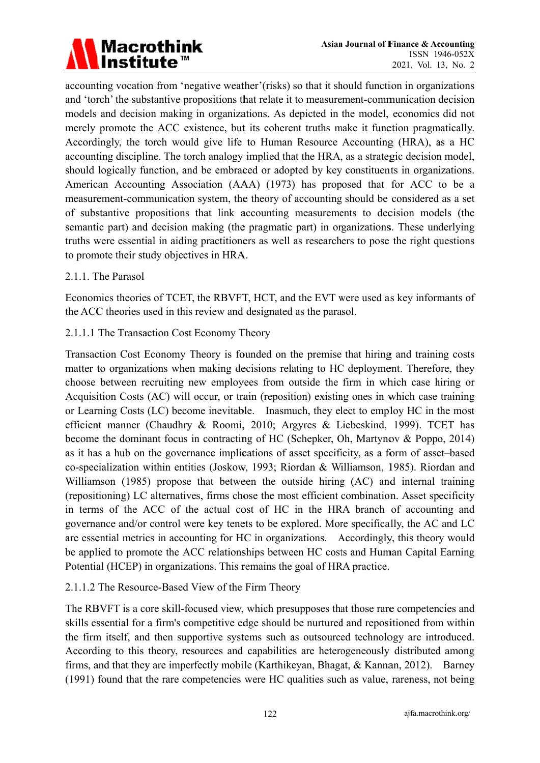accounting vocation from 'negative weather'(risks) so that it should function in organizations and 'torch' the substantive propositions that relate it to measurement-communication decision models and decision making in organizations. As depicted in the model, economics did not merely promote the ACC existence, but its coherent truths make it function pragmatically. Accordingly, the torch would give life to Human Resource Accounting (HRA), as a HC accounting discipline. The torch analogy implied that the HRA, as a strategic decision model, should logically function, and be embraced or adopted by key constituents in organizations. American Accounting Association (AAA) (1973) has proposed that for ACC to be a measurement-communication system, the theory of accounting should be considered as a set of substantive propositions that link accounting measurements to decision models (the semantic part) and decision making (the pragmatic part) in organizations. These underlying truths were essential in aiding practitioners as well as researchers to pose the right questions to promote their study objectives in HRA.

#### 2.1.1. The Parasol

Economics theories of TCET, the RBVFT, HCT, and the EVT were used as key informants of the ACC theories used in this review and designated as the parasol.

##### 2.1.1.1 The Transaction Cost Economy Theory

Transaction Cost Economy Theory is founded on the premise that hiring and training costs matter to organizations when making decisions relating to HC deployment. Therefore, they choose between recruiting new employees from outside the firm in which case hiring or Acquisition Costs (AC) will occur, or train (reposition) existing ones in which case training or Learning Costs (LC) become inevitable. Inasmuch, they elect to employ HC in the most efficient manner (Chaudhry & Roomi, 2010; Argyres & Liebeskind, 1999). TCET has become the dominant focus in contracting of HC (Schepker, Oh, Martynov & Poppo, 2014) as it has a hub on the governance implications of asset specificity, as a form of asset–based co-specialization within entities (Joskow, 1993; Riordan & Williamson, 1985). Riordan and Williamson (1985) propose that between the outside hiring (AC) and internal training (repositioning) LC alternatives, firms chose the most efficient combination. Asset specificity in terms of the ACC of the actual cost of HC in the HRA branch of accounting and governance and/or control were key tenets to be explored. More specifically, the AC and LC are essential metrics in accounting for HC in organizations. Accordingly, this theory would be applied to promote the ACC relationships between HC costs and Human Capital Earning Potential (HCEP) in organizations. This remains the goal of HRA practice.

##### 2.1.1.2 The Resource-Based View of the Firm Theory

The RBVFT is a core skill-focused view, which presupposes that those rare competencies and skills essential for a firm's competitive edge should be nurtured and repositioned from within the firm itself, and then supportive systems such as outsourced technology are introduced. According to this theory, resources and capabilities are heterogeneously distributed among firms, and that they are imperfectly mobile (Karthikeyan, Bhagat, & Kannan, 2012). Barney (1991) found that the rare competencies were HC qualities such as value, rareness, not being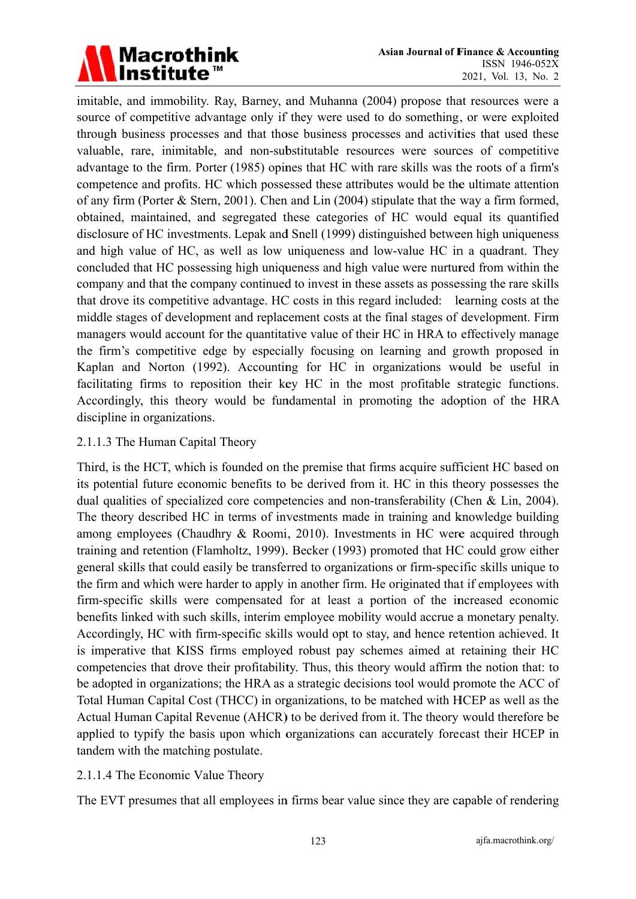imitable, and immobility. Ray, Barney, and Muhanna (2004) propose that resources were a source of competitive advantage only if they were used to do something, or were exploited through business processes and that those business processes and activities that used these valuable, rare, inimitable, and non-substitutable resources were sources of competitive advantage to the firm. Porter (1985) opines that HC with rare skills was the roots of a firm's competence and profits. HC which possessed these attributes would be the ultimate attention of any firm (Porter & Stern, 2001). Chen and Lin (2004) stipulate that the way a firm formed, obtained, maintained, and segregated these categories of HC would equal its quantified disclosure of HC investments. Lepak and Snell (1999) distinguished between high uniqueness and high value of HC, as well as low uniqueness and low-value HC in a quadrant. They concluded that HC possessing high uniqueness and high value were nurtured from within the company and that the company continued to invest in these assets as possessing the rare skills that drove its competitive advantage. HC costs in this regard included: learning costs at the middle stages of development and replacement costs at the final stages of development. Firm managers would account for the quantitative value of their HC in HRA to effectively manage the firm's competitive edge by especially focusing on learning and growth proposed in Kaplan and Norton (1992). Accounting for HC in organizations would be useful in facilitating firms to reposition their key HC in the most profitable strategic functions. Accordingly, this theory would be fundamental in promoting the adoption of the HRA discipline in organizations.

#### 2.1.1.3 The Human Capital Theory

Third, is the HCT, which is founded on the premise that firms acquire sufficient HC based on its potential future economic benefits to be derived from it. HC in this theory possesses the dual qualities of specialized core competencies and non-transferability (Chen & Lin, 2004). The theory described HC in terms of investments made in training and knowledge building among employees (Chaudhry & Roomi, 2010). Investments in HC were acquired through training and retention (Flamholtz, 1999). Becker (1993) promoted that HC could grow either general skills that could easily be transferred to organizations or firm-specific skills unique to the firm and which were harder to apply in another firm. He originated that if employees with firm-specific skills were compensated for at least a portion of the increased economic benefits linked with such skills, interim employee mobility would accrue a monetary penalty. Accordingly, HC with firm-specific skills would opt to stay, and hence retention achieved. It is imperative that KISS firms employed robust pay schemes aimed at retaining their HC competencies that drove their profitability. Thus, this theory would affirm the notion that: to be adopted in organizations; the HRA as a strategic decisions tool would promote the ACC of Total Human Capital Cost (THCC) in organizations, to be matched with HCEP as well as the Actual Human Capital Revenue (AHCR) to be derived from it. The theory would therefore be applied to typify the basis upon which organizations can accurately forecast their HCEP in tandem with the matching postulate.

#### 2.1.1.4 The Economic Value Theory

The EVT presumes that all employees in firms bear value since they are capable of rendering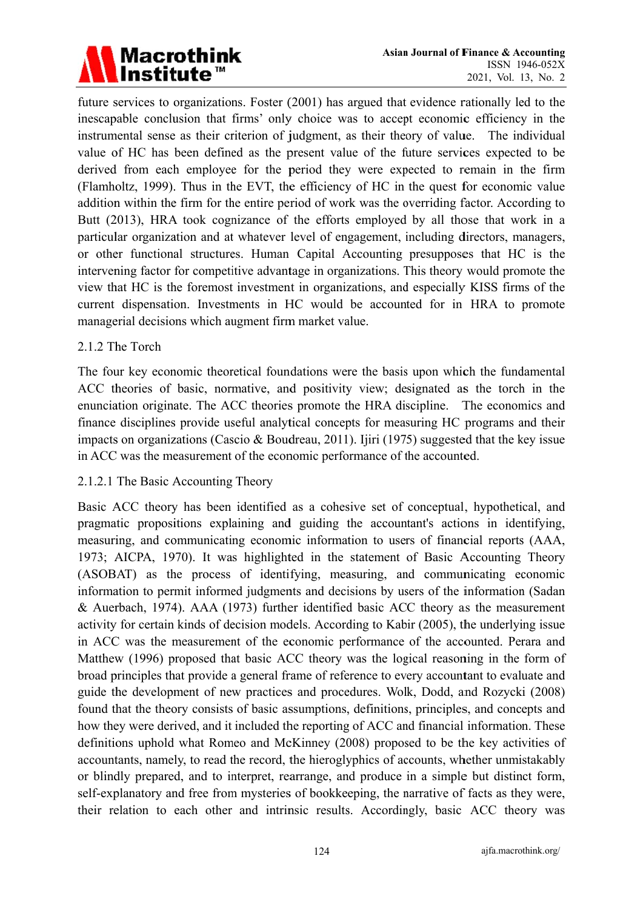future services to organizations. Foster (2001) has argued that evidence rationally led to the inescapable conclusion that firms' only choice was to accept economic efficiency in the instrumental sense as their criterion of judgment, as their theory of value. The individual value of HC has been defined as the present value of the future services expected to be derived from each employee for the period they were expected to remain in the firm (Flamholtz, 1999). Thus in the EVT, the efficiency of HC in the quest for economic value addition within the firm for the entire period of work was the overriding factor. According to Butt (2013), HRA took cognizance of the efforts employed by all those that work in a particular organization and at whatever level of engagement, including directors, managers, or other functional structures. Human Capital Accounting presupposes that HC is the intervening factor for competitive advantage in organizations. This theory would promote the view that HC is the foremost investment in organizations, and especially KISS firms of the current dispensation. Investments in HC would be accounted for in HRA to promote managerial decisions which augment firm market value.

### 2.1.2 The Torch

The four key economic theoretical foundations were the basis upon which the fundamental ACC theories of basic, normative, and positivity view; designated as the torch in the enunciation originate. The ACC theories promote the HRA discipline. The economics and finance disciplines provide useful analytical concepts for measuring HC programs and their impacts on organizations (Cascio & Boudreau, 2011). Ijiri (1975) suggested that the key issue in ACC was the measurement of the economic performance of the accounted.

#### 2.1.2.1 The Basic Accounting Theory

Basic ACC theory has been identified as a cohesive set of conceptual, hypothetical, and pragmatic propositions explaining and guiding the accountant's actions in identifying, measuring, and communicating economic information to users of financial reports (AAA, 1973; AICPA, 1970). It was highlighted in the statement of Basic Accounting Theory (ASOBAT) as the process of identifying, measuring, and communicating economic information to permit informed judgments and decisions by users of the information (Sadan & Auerbach, 1974). AAA (1973) further identified basic ACC theory as the measurement activity for certain kinds of decision models. According to Kabir (2005), the underlying issue in ACC was the measurement of the economic performance of the accounted. Perara and Matthew (1996) proposed that basic ACC theory was the logical reasoning in the form of broad principles that provide a general frame of reference to every accountant to evaluate and guide the development of new practices and procedures. Wolk, Dodd, and Rozycki (2008) found that the theory consists of basic assumptions, definitions, principles, and concepts and how they were derived, and it included the reporting of ACC and financial information. These definitions uphold what Romeo and McKinney (2008) proposed to be the key activities of accountants, namely, to read the record, the hieroglyphics of accounts, whether unmistakably or blindly prepared, and to interpret, rearrange, and produce in a simple but distinct form, self-explanatory and free from mysteries of bookkeeping, the narrative of facts as they were, their relation to each other and intrinsic results. Accordingly, basic ACC theory was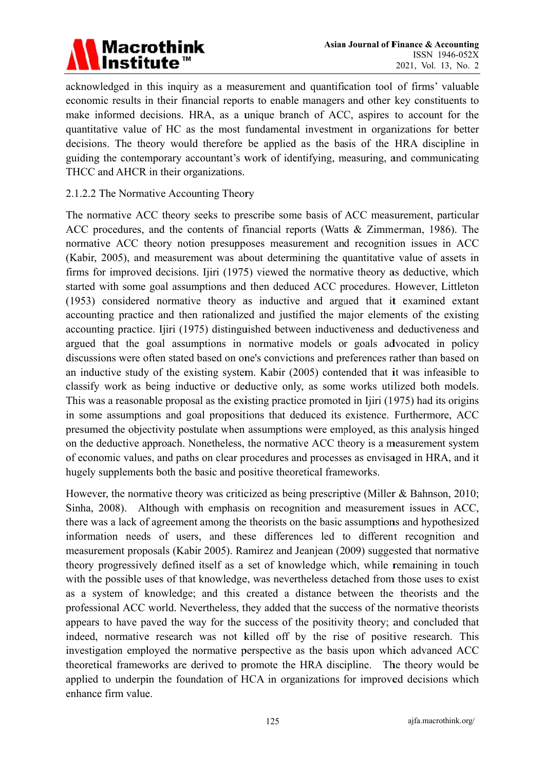acknowledged in this inquiry as a measurement and quantification tool of firms' valuable economic results in their financial reports to enable managers and other key constituents to make informed decisions. HRA, as a unique branch of ACC, aspires to account for the quantitative value of HC as the most fundamental investment in organizations for better decisions. The theory would therefore be applied as the basis of the HRA discipline in guiding the contemporary accountant's work of identifying, measuring, and communicating THCC and AHCR in their organizations.

#### 2.1.2.2 The Normative Accounting Theory

The normative ACC theory seeks to prescribe some basis of ACC measurement, particular ACC procedures, and the contents of financial reports (Watts & Zimmerman, 1986). The normative ACC theory notion presupposes measurement and recognition issues in ACC (Kabir, 2005), and measurement was about determining the quantitative value of assets in firms for improved decisions. Ijiri (1975) viewed the normative theory as deductive, which started with some goal assumptions and then deduced ACC procedures. However, Littleton (1953) considered normative theory as inductive and argued that it examined extant accounting practice and then rationalized and justified the major elements of the existing accounting practice. Ijiri (1975) distinguished between inductiveness and deductiveness and argued that the goal assumptions in normative models or goals advocated in policy discussions were often stated based on one's convictions and preferences rather than based on an inductive study of the existing system. Kabir (2005) contended that it was infeasible to classify work as being inductive or deductive only, as some works utilized both models. This was a reasonable proposal as the existing practice promoted in Ijiri (1975) had its origins in some assumptions and goal propositions that deduced its existence. Furthermore, ACC presumed the objectivity postulate when assumptions were employed, as this analysis hinged on the deductive approach. Nonetheless, the normative ACC theory is a measurement system of economic values, and paths on clear procedures and processes as envisaged in HRA, and it hugely supplements both the basic and positive theoretical frameworks.

However, the normative theory was criticized as being prescriptive (Miller & Bahnson, 2010; Sinha, 2008). Although with emphasis on recognition and measurement issues in ACC, there was a lack of agreement among the theorists on the basic assumptions and hypothesized information needs of users, and these differences led to different recognition and measurement proposals (Kabir 2005). Ramirez and Jeanjean (2009) suggested that normative theory progressively defined itself as a set of knowledge which, while remaining in touch with the possible uses of that knowledge, was nevertheless detached from those uses to exist as a system of knowledge; and this created a distance between the theorists and the professional ACC world. Nevertheless, they added that the success of the normative theorists appears to have paved the way for the success of the positivity theory; and concluded that indeed, normative research was not killed off by the rise of positive research. This investigation employed the normative perspective as the basis upon which advanced ACC theoretical frameworks are derived to promote the HRA discipline. The theory would be applied to underpin the foundation of HCA in organizations for improved decisions which enhance firm value.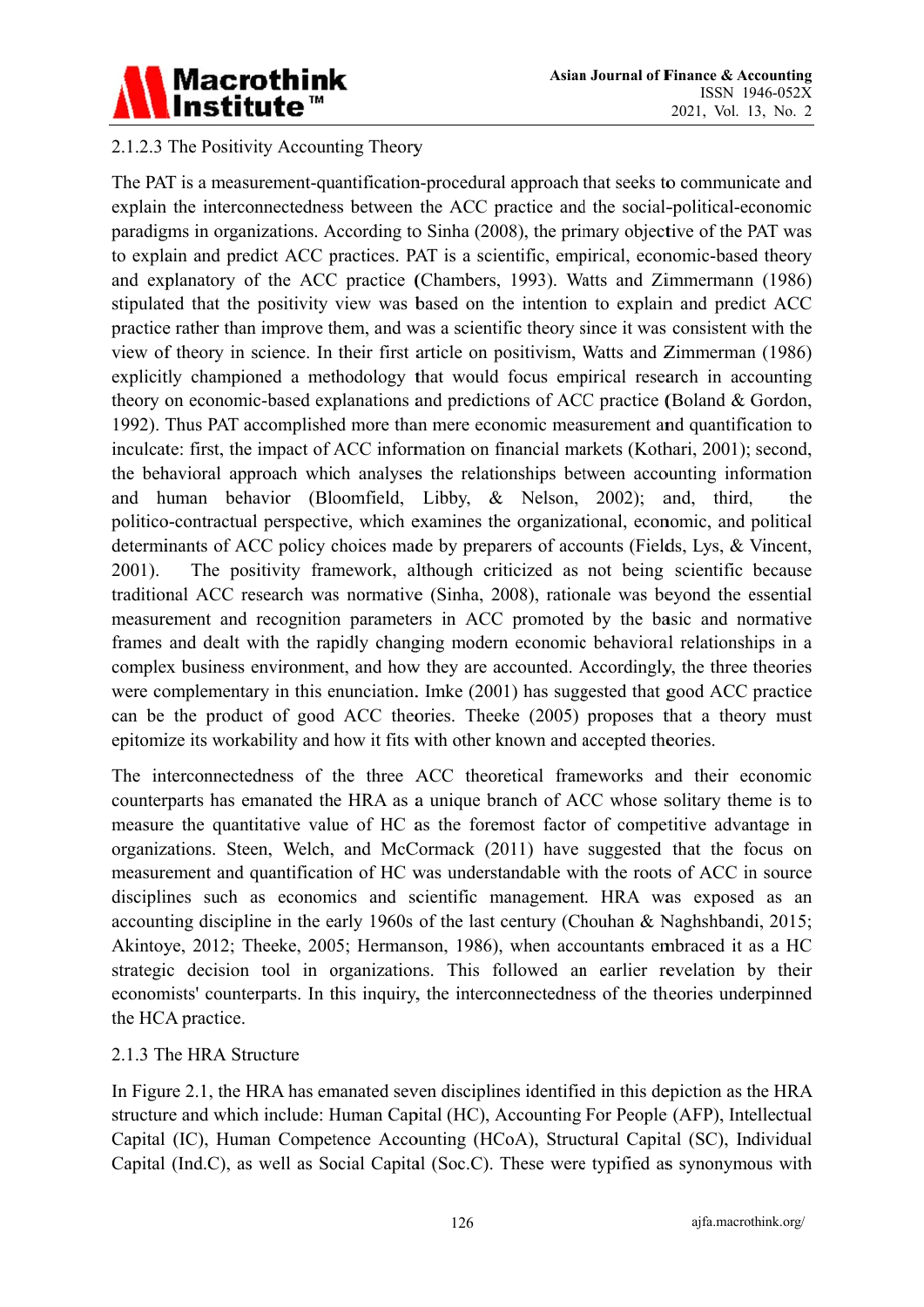2.1.2.3 The Positivity Accounting Theory

The PAT is a measurement-quantification-procedural approach that seeks to communicate and explain the interconnectedness between the ACC practice and the social-political-economic paradigms in organizations. According to Sinha (2008), the primary objective of the PAT was to explain and predict ACC practices. PAT is a scientific, empirical, economic-based theory and explanatory of the ACC practice (Chambers, 1993). Watts and Zimmermann (1986) stipulated that the positivity view was based on the intention to explain and predict ACC practice rather than improve them, and was a scientific theory since it was consistent with the view of theory in science. In their first article on positivism, Watts and Zimmerman (1986) explicitly championed a methodology that would focus empirical research in accounting theory on economic-based explanations and predictions of ACC practice (Boland & Gordon, 1992). Thus PAT accomplished more than mere economic measurement and quantification to inculcate: first, the impact of ACC information on financial markets (Kothari, 2001); second, the behavioral approach which analyses the relationships between accounting information and human behavior (Bloomfield, Libby, & Nelson, 2002); and, third, the politico-contractual perspective, which examines the organizational, economic, and political determinants of ACC policy choices made by preparers of accounts (Fields, Lys, & Vincent, 2001). The positivity framework, although criticized as not being scientific because traditional ACC research was normative (Sinha, 2008), rationale was beyond the essential measurement and recognition parameters in ACC promoted by the basic and normative frames and dealt with the rapidly changing modern economic behavioral relationships in a complex business environment, and how they are accounted. Accordingly, the three theories were complementary in this enunciation. Imke (2001) has suggested that good ACC practice can be the product of good ACC theories. Theeke (2005) proposes that a theory must epitomize its workability and how it fits with other known and accepted theories.

The interconnectedness of the three ACC theoretical frameworks and their economic counterparts has emanated the HRA as a unique branch of ACC whose solitary theme is to measure the quantitative value of HC as the foremost factor of competitive advantage in organizations. Steen, Welch, and McCormack (2011) have suggested that the focus on measurement and quantification of HC was understandable with the roots of ACC in source disciplines such as economics and scientific management. HRA was exposed as an accounting discipline in the early 1960s of the last century (Chouhan & Naghshbandi, 2015; Akintoye, 2012; Theeke, 2005; Hermanson, 1986), when accountants embraced it as a HC strategic decision tool in organizations. This followed an earlier revelation by their economists' counterparts. In this inquiry, the interconnectedness of the theories underpinned the HCA practice.

2.1.3 The HRA Structure

In Figure 2.1, the HRA has emanated seven disciplines identified in this depiction as the HRA structure and which include: Human Capital (HC), Accounting For People (AFP), Intellectual Capital (IC), Human Competence Accounting (HCoA), Structural Capital (SC), Individual Capital (Ind.C), as well as Social Capital (Soc.C). These were typified as synonymous with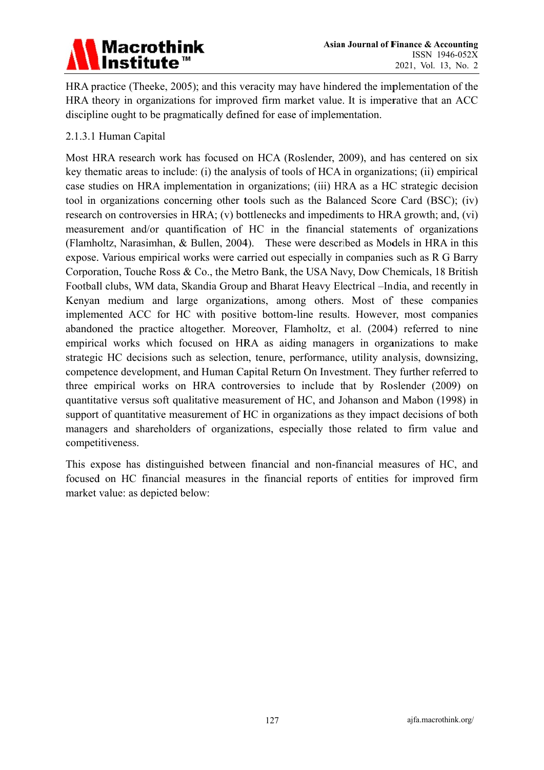HRA practice (Theeke, 2005); and this veracity may have hindered the implementation of the HRA theory in organizations for improved firm market value. It is imperative that an ACC discipline ought to be pragmatically defined for ease of implementation.

#### 2.1.3.1 Human Capital

Most HRA research work has focused on HCA (Roslender, 2009), and has centered on six key thematic areas to include: (i) the analysis of tools of HCA in organizations; (ii) empirical case studies on HRA implementation in organizations; (iii) HRA as a HC strategic decision tool in organizations concerning other tools such as the Balanced Score Card (BSC); (iv) research on controversies in HRA; (v) bottlenecks and impediments to HRA growth; and, (vi) measurement and/or quantification of HC in the financial statements of organizations (Flamholtz, Narasimhan, & Bullen, 2004). These were described as Models in HRA in this expose. Various empirical works were carried out especially in companies such as R G Barry Corporation, Touche Ross & Co., the Metro Bank, the USA Navy, Dow Chemicals, 18 British Football clubs, WM data, Skandia Group and Bharat Heavy Electrical –India, and recently in Kenyan medium and large organizations, among others. Most of these companies implemented ACC for HC with positive bottom-line results. However, most companies abandoned the practice altogether. Moreover, Flamholtz, et al. (2004) referred to nine empirical works which focused on HRA as aiding managers in organizations to make strategic HC decisions such as selection, tenure, performance, utility analysis, downsizing, competence development, and Human Capital Return On Investment. They further referred to three empirical works on HRA controversies to include that by Roslender (2009) on quantitative versus soft qualitative measurement of HC, and Johanson and Mabon (1998) in support of quantitative measurement of HC in organizations as they impact decisions of both managers and shareholders of organizations, especially those related to firm value and competitiveness.

This expose has distinguished between financial and non-financial measures of HC, and focused on HC financial measures in the financial reports of entities for improved firm market value: as depicted below: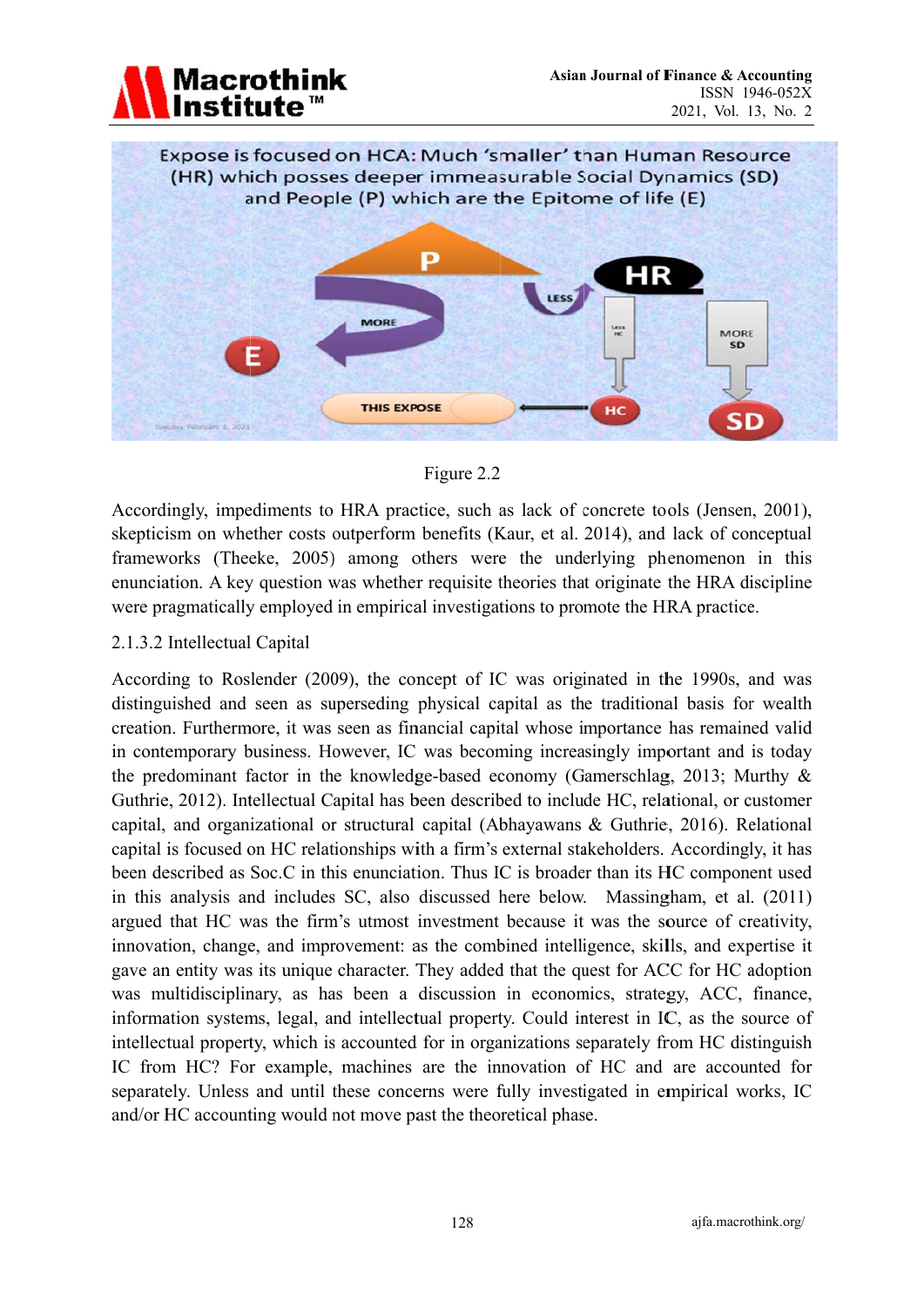Expose is focused on HCA: Much 'smaller' than Human Resource (HR) which posses deeper immeasurable Social Dynamics (SD) and People (P) which are the Epitome of life (E)

P

HR

LESS

MORE

Less HC

MORE SD

E

THIS EXPOSE

HC

SD

Figure 2.2

Accordingly, impediments to HRA practice, such as lack of concrete tools (Jensen, 2001), skepticism on whether costs outperform benefits (Kaur, et al. 2014), and lack of conceptual frameworks (Theeke, 2005) among others were the underlying phenomenon in this enunciation. A key question was whether requisite theories that originate the HRA discipline were pragmatically employed in empirical investigations to promote the HRA practice.

2.1.3.2 Intellectual Capital

According to Roslender (2009), the concept of IC was originated in the 1990s, and was distinguished and seen as superseding physical capital as the traditional basis for wealth creation. Furthermore, it was seen as financial capital whose importance has remained valid in contemporary business. However, IC was becoming increasingly important and is today the predominant factor in the knowledge-based economy (Gamerschlag, 2013; Murthy & Guthrie, 2012). Intellectual Capital has been described to include HC, relational, or customer capital, and organizational or structural capital (Abhayawans & Guthrie, 2016). Relational capital is focused on HC relationships with a firm's external stakeholders. Accordingly, it has been described as Soc.C in this enunciation. Thus IC is broader than its HC component used in this analysis and includes SC, also discussed here below. Massingham, et al. (2011) argued that HC was the firm's utmost investment because it was the source of creativity, innovation, change, and improvement: as the combined intelligence, skills, and expertise it gave an entity was its unique character. They added that the quest for ACC for HC adoption was multidisciplinary, as has been a discussion in economics, strategy, ACC, finance, information systems, legal, and intellectual property. Could interest in IC, as the source of intellectual property, which is accounted for in organizations separately from HC distinguish IC from HC? For example, machines are the innovation of HC and are accounted for separately. Unless and until these concerns were fully investigated in empirical works, IC and/or HC accounting would not move past the theoretical phase.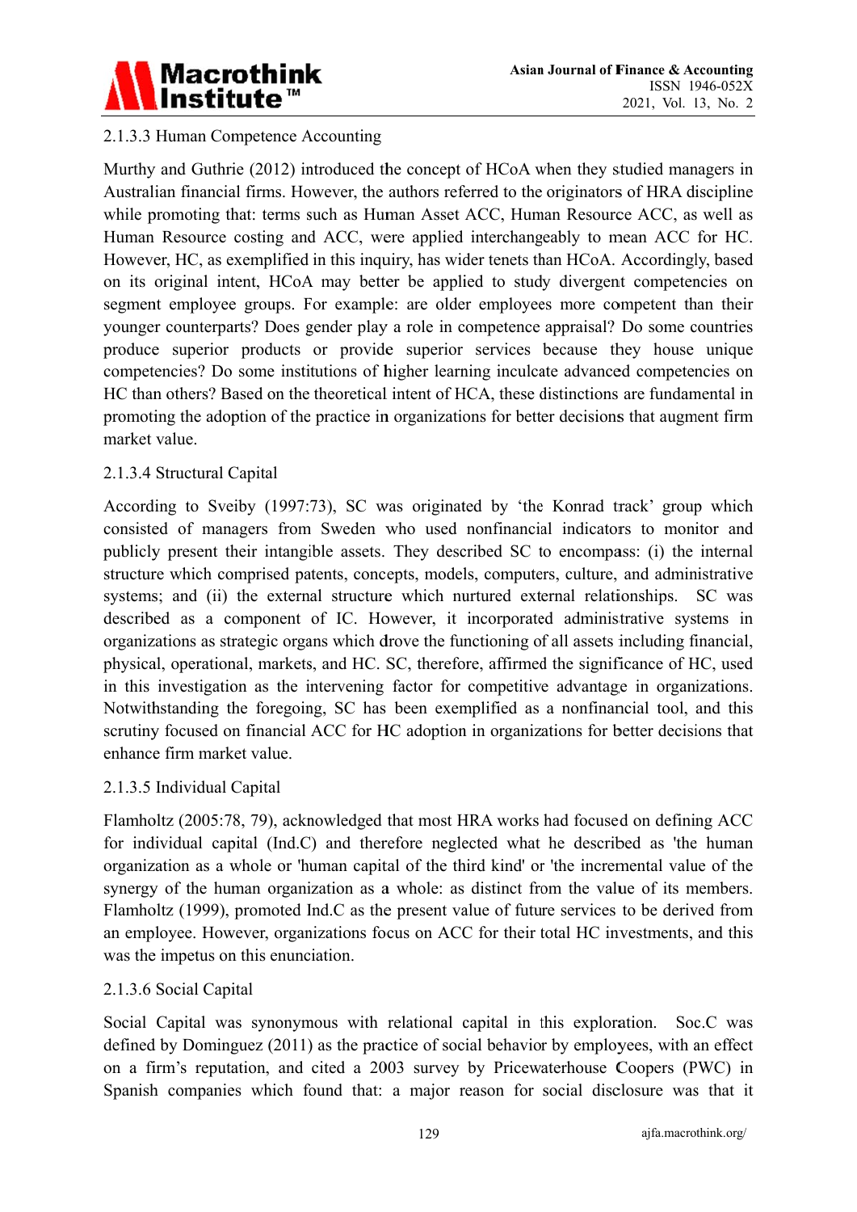#### 2.1.3.3 Human Competence Accounting

Murthy and Guthrie (2012) introduced the concept of HCoA when they studied managers in Australian financial firms. However, the authors referred to the originators of HRA discipline while promoting that: terms such as Human Asset ACC, Human Resource ACC, as well as Human Resource costing and ACC, were applied interchangeably to mean ACC for HC. However, HC, as exemplified in this inquiry, has wider tenets than HCoA. Accordingly, based on its original intent, HCoA may better be applied to study divergent competencies on segment employee groups. For example: are older employees more competent than their younger counterparts? Does gender play a role in competence appraisal? Do some countries produce superior products or provide superior services because they house unique competencies? Do some institutions of higher learning inculcate advanced competencies on HC than others? Based on the theoretical intent of HCA, these distinctions are fundamental in promoting the adoption of the practice in organizations for better decisions that augment firm market value.

#### 2.1.3.4 Structural Capital

According to Sveiby (1997:73), SC was originated by 'the Konrad track' group which consisted of managers from Sweden who used nonfinancial indicators to monitor and publicly present their intangible assets. They described SC to encompass: (i) the internal structure which comprised patents, concepts, models, computers, culture, and administrative systems; and (ii) the external structure which nurtured external relationships. SC was described as a component of IC. However, it incorporated administrative systems in organizations as strategic organs which drove the functioning of all assets including financial, physical, operational, markets, and HC. SC, therefore, affirmed the significance of HC, used in this investigation as the intervening factor for competitive advantage in organizations. Notwithstanding the foregoing, SC has been exemplified as a nonfinancial tool, and this scrutiny focused on financial ACC for HC adoption in organizations for better decisions that enhance firm market value.

#### 2.1.3.5 Individual Capital

Flamholtz (2005:78, 79), acknowledged that most HRA works had focused on defining ACC for individual capital (Ind.C) and therefore neglected what he described as 'the human organization as a whole or 'human capital of the third kind' or 'the incremental value of the synergy of the human organization as a whole: as distinct from the value of its members. Flamholtz (1999), promoted Ind.C as the present value of future services to be derived from an employee. However, organizations focus on ACC for their total HC investments, and this was the impetus on this enunciation.

#### 2.1.3.6 Social Capital

Social Capital was synonymous with relational capital in this exploration. Soc.C was defined by Dominguez (2011) as the practice of social behavior by employees, with an effect on a firm's reputation, and cited a 2003 survey by Pricewaterhouse Coopers (PWC) in Spanish companies which found that: a major reason for social disclosure was that it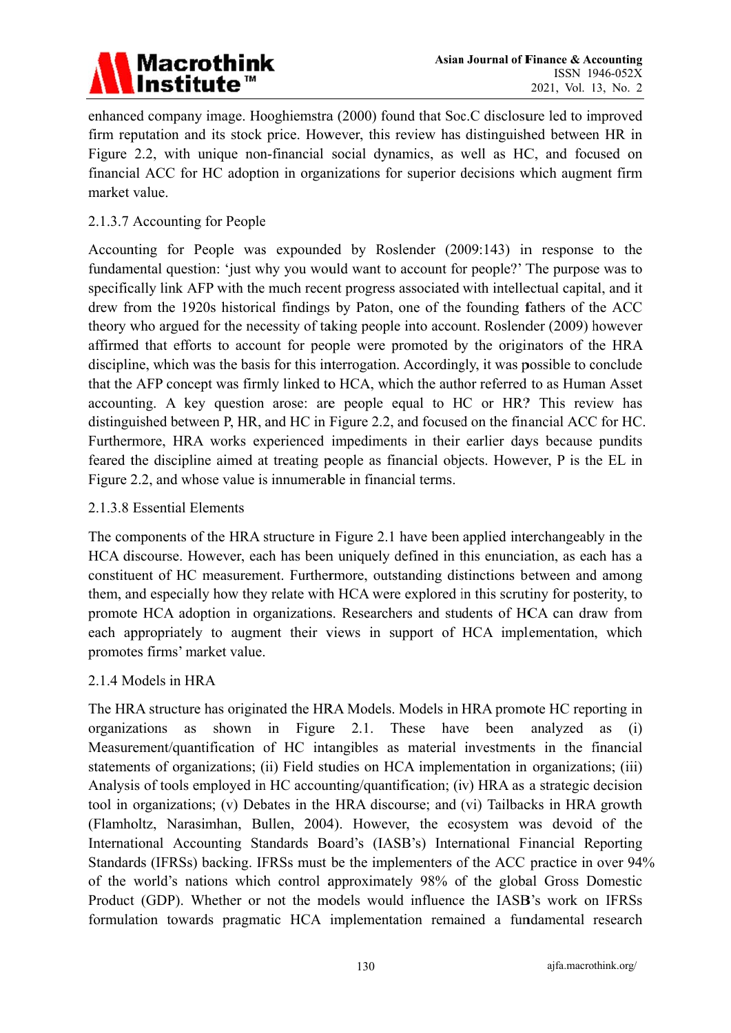enhanced company image. Hooghiemstra (2000) found that Soc.C disclosure led to improved firm reputation and its stock price. However, this review has distinguished between HR in Figure 2.2, with unique non-financial social dynamics, as well as HC, and focused on financial ACC for HC adoption in organizations for superior decisions which augment firm market value.

#### 2.1.3.7 Accounting for People

Accounting for People was expounded by Roslender (2009:143) in response to the fundamental question: 'just why you would want to account for people?' The purpose was to specifically link AFP with the much recent progress associated with intellectual capital, and it drew from the 1920s historical findings by Paton, one of the founding fathers of the ACC theory who argued for the necessity of taking people into account. Roslender (2009) however affirmed that efforts to account for people were promoted by the originators of the HRA discipline, which was the basis for this interrogation. Accordingly, it was possible to conclude that the AFP concept was firmly linked to HCA, which the author referred to as Human Asset accounting. A key question arose: are people equal to HC or HR? This review has distinguished between P, HR, and HC in Figure 2.2, and focused on the financial ACC for HC. Furthermore, HRA works experienced impediments in their earlier days because pundits feared the discipline aimed at treating people as financial objects. However, P is the EL in Figure 2.2, and whose value is innumerable in financial terms.

#### 2.1.3.8 Essential Elements

The components of the HRA structure in Figure 2.1 have been applied interchangeably in the HCA discourse. However, each has been uniquely defined in this enunciation, as each has a constituent of HC measurement. Furthermore, outstanding distinctions between and among them, and especially how they relate with HCA were explored in this scrutiny for posterity, to promote HCA adoption in organizations. Researchers and students of HCA can draw from each appropriately to augment their views in support of HCA implementation, which promotes firms' market value.

### 2.1.4 Models in HRA

The HRA structure has originated the HRA Models. Models in HRA promote HC reporting in organizations as shown in Figure 2.1. These have been analyzed as (i) Measurement/quantification of HC intangibles as material investments in the financial statements of organizations; (ii) Field studies on HCA implementation in organizations; (iii) Analysis of tools employed in HC accounting/quantification; (iv) HRA as a strategic decision tool in organizations; (v) Debates in the HRA discourse; and (vi) Tailbacks in HRA growth (Flamholtz, Narasimhan, Bullen, 2004). However, the ecosystem was devoid of the International Accounting Standards Board's (IASB's) International Financial Reporting Standards (IFRSs) backing. IFRSs must be the implementers of the ACC practice in over 94% of the world's nations which control approximately 98% of the global Gross Domestic Product (GDP). Whether or not the models would influence the IASB's work on IFRSs formulation towards pragmatic HCA implementation remained a fundamental research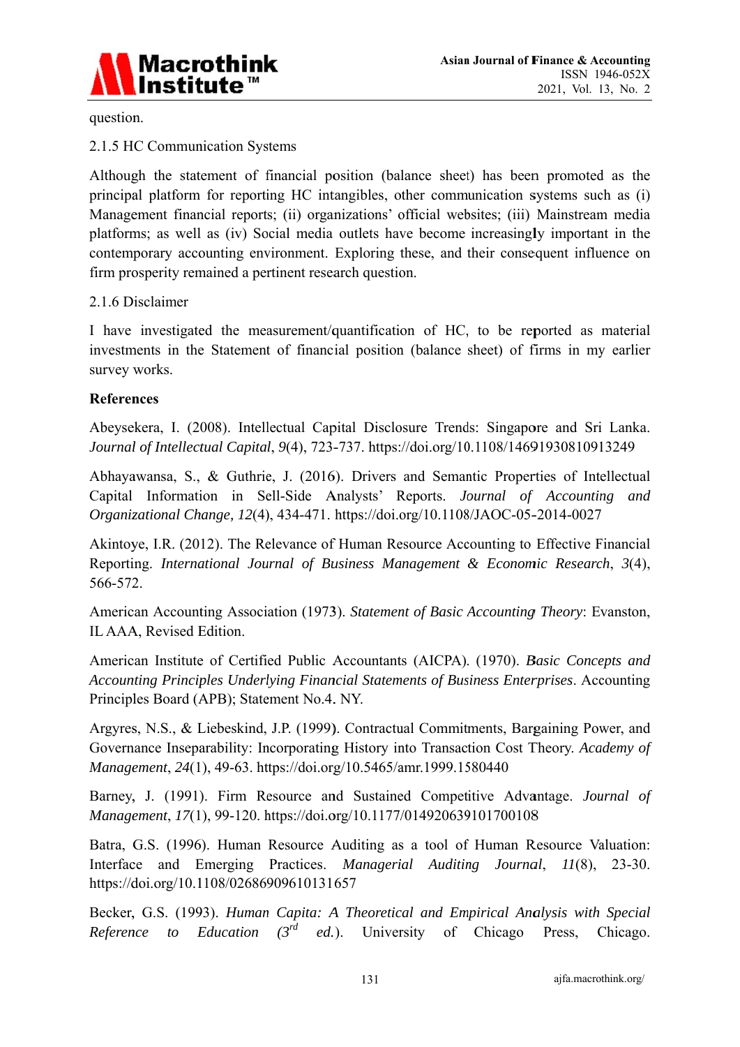question.

2.1.5 HC Communication Systems

Although the statement of financial position (balance sheet) has been promoted as the principal platform for reporting HC intangibles, other communication systems such as (i) Management financial reports; (ii) organizations' official websites; (iii) Mainstream media platforms; as well as (iv) Social media outlets have become increasingly important in the contemporary accounting environment. Exploring these, and their consequent influence on firm prosperity remained a pertinent research question.

2.1.6 Disclaimer

I have investigated the measurement/quantification of HC, to be reported as material investments in the Statement of financial position (balance sheet) of firms in my earlier survey works.

**References**

Abeysekera, I. (2008). Intellectual Capital Disclosure Trends: Singapore and Sri Lanka. *Journal of Intellectual Capital*, *9*(4), 723-737. https://doi.org/10.1108/14691930810913249

Abhayawansa, S., & Guthrie, J. (2016). Drivers and Semantic Properties of Intellectual Capital Information in Sell-Side Analysts' Reports. *Journal of Accounting and Organizational Change, 12*(4), 434-471. https://doi.org/10.1108/JAOC-05-2014-0027

Akintoye, I.R. (2012). The Relevance of Human Resource Accounting to Effective Financial Reporting. *International Journal of Business Management & Economic Research*, *3*(4), 566-572.

American Accounting Association (1973). *Statement of Basic Accounting Theory*: Evanston, IL AAA, Revised Edition.

American Institute of Certified Public Accountants (AICPA). (1970). *Basic Concepts and Accounting Principles Underlying Financial Statements of Business Enterprises*. Accounting Principles Board (APB); Statement No.4. NY.

Argyres, N.S., & Liebeskind, J.P. (1999). Contractual Commitments, Bargaining Power, and Governance Inseparability: Incorporating History into Transaction Cost Theory. *Academy of Management*, *24*(1), 49-63. https://doi.org/10.5465/amr.1999.1580440

Barney, J. (1991). Firm Resource and Sustained Competitive Advantage. *Journal of Management*, *17*(1), 99-120. https://doi.org/10.1177/014920639101700108

Batra, G.S. (1996). Human Resource Auditing as a tool of Human Resource Valuation: Interface and Emerging Practices. *Managerial Auditing Journal*, *11*(8), 23-30. https://doi.org/10.1108/02686909610131657

Becker, G.S. (1993). *Human Capita: A Theoretical and Empirical Analysis with Special Reference to Education (3rd ed.)*. University of Chicago Press, Chicago.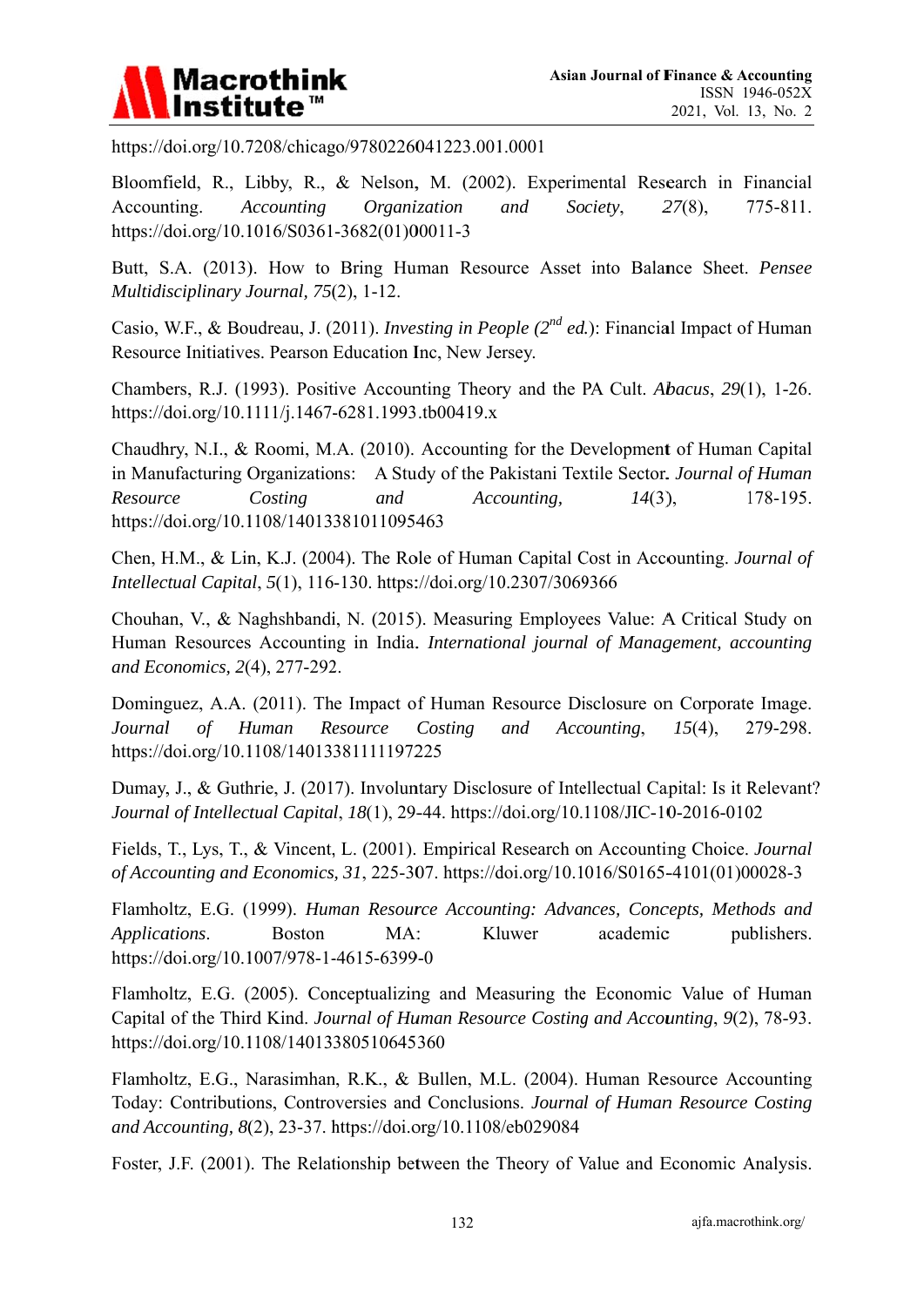https://doi.org/10.7208/chicago/9780226041223.001.0001

Bloomfield, R., Libby, R., & Nelson, M. (2002). Experimental Research in Financial Accounting. *Accounting Organization and Society*, *27*(8), 775-811. https://doi.org/10.1016/S0361-3682(01)00011-3

Butt, S.A. (2013). How to Bring Human Resource Asset into Balance Sheet. *Pensee Multidisciplinary Journal, 75*(2), 1-12.

Casio, W.F., & Boudreau, J. (2011). *Investing in People (2nd ed.)*: Financial Impact of Human Resource Initiatives. Pearson Education Inc, New Jersey.

Chambers, R.J. (1993). Positive Accounting Theory and the PA Cult. *Abacus*, *29*(1), 1-26. https://doi.org/10.1111/j.1467-6281.1993.tb00419.x

Chaudhry, N.I., & Roomi, M.A. (2010). Accounting for the Development of Human Capital in Manufacturing Organizations: A Study of the Pakistani Textile Sector. *Journal of Human Resource Costing and Accounting*, *14*(3), 178-195. https://doi.org/10.1108/14013381011095463

Chen, H.M., & Lin, K.J. (2004). The Role of Human Capital Cost in Accounting. *Journal of Intellectual Capital*, *5*(1), 116-130. https://doi.org/10.2307/3069366

Chouhan, V., & Naghshbandi, N. (2015). Measuring Employees Value: A Critical Study on Human Resources Accounting in India. *International journal of Management, accounting and Economics, 2*(4), 277-292.

Dominguez, A.A. (2011). The Impact of Human Resource Disclosure on Corporate Image. *Journal of Human Resource Costing and Accounting*, *15*(4), 279-298. https://doi.org/10.1108/14013381111197225

Dumay, J., & Guthrie, J. (2017). Involuntary Disclosure of Intellectual Capital: Is it Relevant? *Journal of Intellectual Capital*, *18*(1), 29-44. https://doi.org/10.1108/JIC-10-2016-0102

Fields, T., Lys, T., & Vincent, L. (2001). Empirical Research on Accounting Choice. *Journal of Accounting and Economics, 31*, 225-307. https://doi.org/10.1016/S0165-4101(01)00028-3

Flamholtz, E.G. (1999). *Human Resource Accounting: Advances, Concepts, Methods and Applications*. Boston MA: Kluwer academic publishers. https://doi.org/10.1007/978-1-4615-6399-0

Flamholtz, E.G. (2005). Conceptualizing and Measuring the Economic Value of Human Capital of the Third Kind. *Journal of Human Resource Costing and Accounting*, *9*(2), 78-93. https://doi.org/10.1108/14013380510645360

Flamholtz, E.G., Narasimhan, R.K., & Bullen, M.L. (2004). Human Resource Accounting Today: Contributions, Controversies and Conclusions. *Journal of Human Resource Costing and Accounting, 8*(2), 23-37. https://doi.org/10.1108/eb029084

Foster, J.F. (2001). The Relationship between the Theory of Value and Economic Analysis.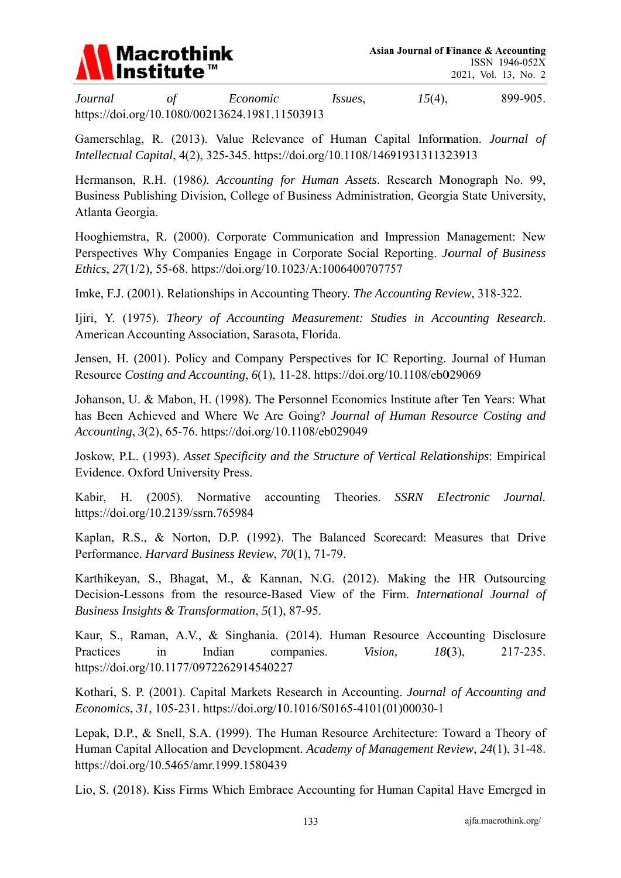*Journal of Economic Issues*, *15*(4), 899-905. https://doi.org/10.1080/00213624.1981.11503913

Gamerschlag, R. (2013). Value Relevance of Human Capital Information. *Journal of Intellectual Capital*, 4(2), 325-345. https://doi.org/10.1108/14691931311323913

Hermanson, R.H. (1986*). Accounting for Human Assets*. Research Monograph No. 99, Business Publishing Division, College of Business Administration, Georgia State University, Atlanta Georgia.

Hooghiemstra, R. (2000). Corporate Communication and Impression Management: New Perspectives Why Companies Engage in Corporate Social Reporting. *Journal of Business Ethics*, *27*(1/2), 55-68. https://doi.org/10.1023/A:1006400707757

Imke, F.J. (2001). Relationships in Accounting Theory. *The Accounting Review*, 318-322.

Ijiri, Y. (1975). *Theory of Accounting Measurement: Studies in Accounting Research*. American Accounting Association, Sarasota, Florida.

Jensen, H. (2001). Policy and Company Perspectives for IC Reporting. Journal of Human Resource *Costing and Accounting*, *6*(1), 11-28. https://doi.org/10.1108/eb029069

Johanson, U. & Mabon, H. (1998). The Personnel Economics Institute after Ten Years: What has Been Achieved and Where We Are Going? *Journal of Human Resource Costing and Accounting*, *3*(2), 65-76. https://doi.org/10.1108/eb029049

Joskow, P.L. (1993). *Asset Specificity and the Structure of Vertical Relationships*: Empirical Evidence. Oxford University Press.

Kabir, H. (2005). Normative accounting Theories. *SSRN Electronic Journal.* https://doi.org/10.2139/ssrn.765984

Kaplan, R.S., & Norton, D.P. (1992). The Balanced Scorecard: Measures that Drive Performance. *Harvard Business Review*, *70*(1), 71-79.

Karthikeyan, S., Bhagat, M., & Kannan, N.G. (2012). Making the HR Outsourcing Decision-Lessons from the resource-Based View of the Firm. *International Journal of Business Insights & Transformation*, *5*(1), 87-95.

Kaur, S., Raman, A.V., & Singhania. (2014). Human Resource Accounting Disclosure Practices in Indian companies. *Vision, 18*(3), 217-235. https://doi.org/10.1177/0972262914540227

Kothari, S. P. (2001). Capital Markets Research in Accounting. *Journal of Accounting and Economics*, *31*, 105-231. https://doi.org/10.1016/S0165-4101(01)00030-1

Lepak, D.P., & Snell, S.A. (1999). The Human Resource Architecture: Toward a Theory of Human Capital Allocation and Development. *Academy of Management Review*, *24*(1), 31-48. https://doi.org/10.5465/amr.1999.1580439

Lio, S. (2018). Kiss Firms Which Embrace Accounting for Human Capital Have Emerged in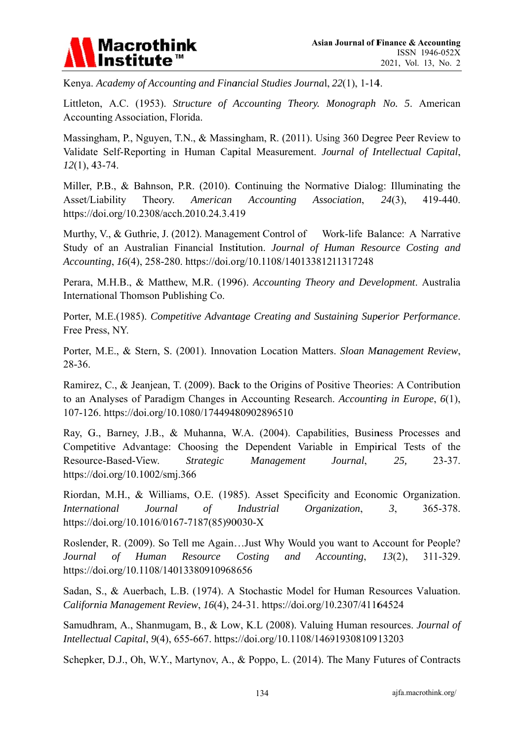Kenya. *Academy of Accounting and Financial Studies Journal*, *22*(1), 1-14.

Littleton, A.C. (1953). *Structure of Accounting Theory. Monograph No. 5*. American Accounting Association, Florida.

Massingham, P., Nguyen, T.N., & Massingham, R. (2011). Using 360 Degree Peer Review to Validate Self-Reporting in Human Capital Measurement. *Journal of Intellectual Capital*, *12*(1), 43-74.

Miller, P.B., & Bahnson, P.R. (2010). Continuing the Normative Dialog: Illuminating the Asset/Liability Theory. *American Accounting Association*, *24*(3), 419-440. https://doi.org/10.2308/acch.2010.24.3.419

Murthy, V., & Guthrie, J. (2012). Management Control of Work-life Balance: A Narrative Study of an Australian Financial Institution. *Journal of Human Resource Costing and Accounting*, *16*(4), 258-280. https://doi.org/10.1108/14013381211317248

Perara, M.H.B., & Matthew, M.R. (1996). *Accounting Theory and Development*. Australia International Thomson Publishing Co.

Porter, M.E.(1985). *Competitive Advantage Creating and Sustaining Superior Performance*. Free Press, NY.

Porter, M.E., & Stern, S. (2001). Innovation Location Matters. *Sloan Management Review*, 28-36.

Ramirez, C., & Jeanjean, T. (2009). Back to the Origins of Positive Theories: A Contribution to an Analyses of Paradigm Changes in Accounting Research. *Accounting in Europe*, *6*(1), 107-126. https://doi.org/10.1080/17449480902896510

Ray, G., Barney, J.B., & Muhanna, W.A. (2004). Capabilities, Business Processes and Competitive Advantage: Choosing the Dependent Variable in Empirical Tests of the Resource-Based-View. *Strategic Management Journal*, *25*, 23-37. https://doi.org/10.1002/smj.366

Riordan, M.H., & Williams, O.E. (1985). Asset Specificity and Economic Organization. *International Journal of Industrial Organization*, *3*, 365-378. https://doi.org/10.1016/0167-7187(85)90030-X

Roslender, R. (2009). So Tell me Again…Just Why Would you want to Account for People? *Journal of Human Resource Costing and Accounting*, *13*(2), 311-329. https://doi.org/10.1108/14013380910968656

Sadan, S., & Auerbach, L.B. (1974). A Stochastic Model for Human Resources Valuation. *California Management Review*, *16*(4), 24-31. https://doi.org/10.2307/41164524

Samudhram, A., Shanmugam, B., & Low, K.L (2008). Valuing Human resources. *Journal of Intellectual Capital*, *9*(4), 655-667. https://doi.org/10.1108/14691930810913203

Schepker, D.J., Oh, W.Y., Martynov, A., & Poppo, L. (2014). The Many Futures of Contracts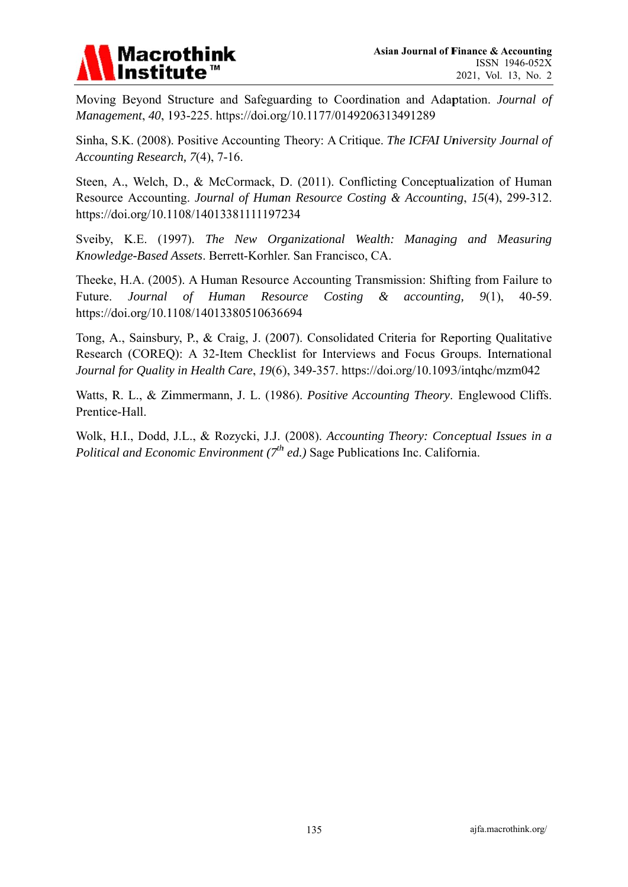Moving Beyond Structure and Safeguarding to Coordination and Adaptation. *Journal of Management*, *40*, 193-225. https://doi.org/10.1177/0149206313491289

Sinha, S.K. (2008). Positive Accounting Theory: A Critique. *The ICFAI University Journal of Accounting Research, 7*(4), 7-16.

Steen, A., Welch, D., & McCormack, D. (2011). Conflicting Conceptualization of Human Resource Accounting. *Journal of Human Resource Costing & Accounting*, *15*(4), 299-312. https://doi.org/10.1108/14013381111197234

Sveiby, K.E. (1997). *The New Organizational Wealth: Managing and Measuring Knowledge-Based Assets*. Berrett-Korhler. San Francisco, CA.

Theeke, H.A. (2005). A Human Resource Accounting Transmission: Shifting from Failure to Future. *Journal of Human Resource Costing & accounting, 9*(1), 40-59. https://doi.org/10.1108/14013380510636694

Tong, A., Sainsbury, P., & Craig, J. (2007). Consolidated Criteria for Reporting Qualitative Research (COREQ): A 32-Item Checklist for Interviews and Focus Groups. International *Journal for Quality in Health Care*, *19*(6), 349-357. https://doi.org/10.1093/intqhc/mzm042

Watts, R. L., & Zimmermann, J. L. (1986). *Positive Accounting Theory*. Englewood Cliffs. Prentice-Hall.

Wolk, H.I., Dodd, J.L., & Rozycki, J.J. (2008). *Accounting Theory: Conceptual Issues in a Political and Economic Environment (7th ed.)* Sage Publications Inc. California.